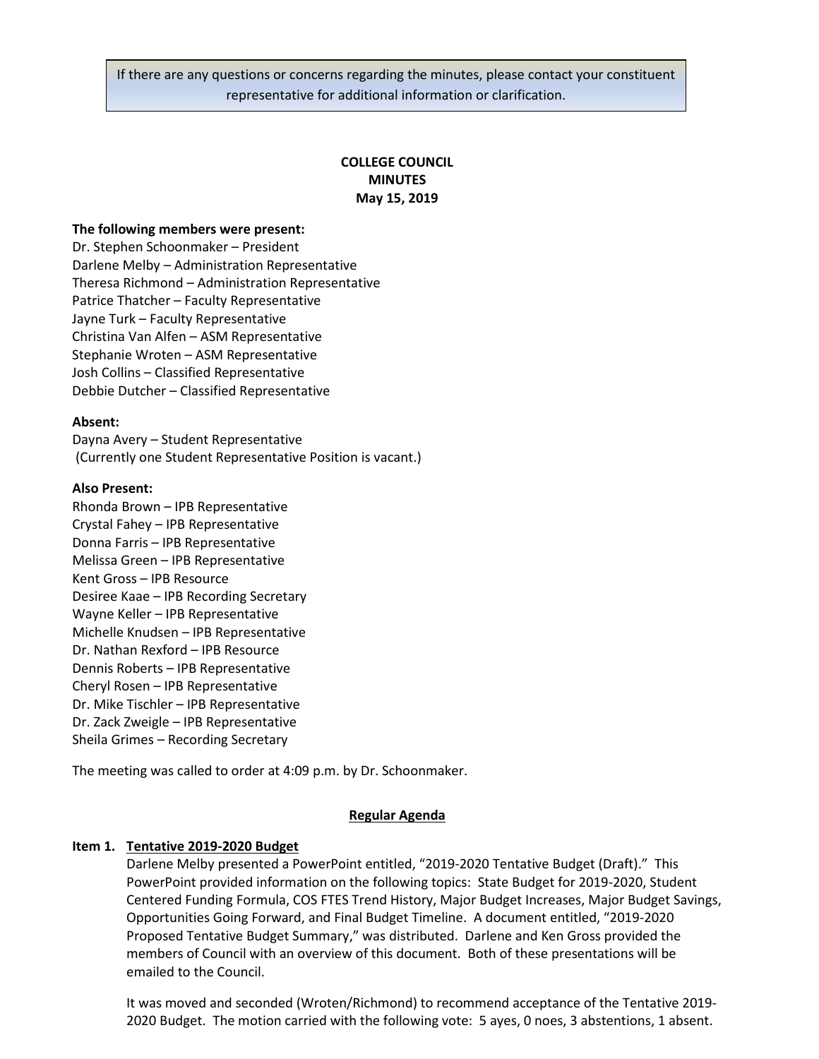> If there are any questions or concerns regarding the minutes, please contact your constituent representative for additional information or clarification.

**COLLEGE COUNCIL**
**MINUTES**
**May 15, 2019**

**The following members were present:**
Dr. Stephen Schoonmaker – President
Darlene Melby – Administration Representative
Theresa Richmond – Administration Representative
Patrice Thatcher – Faculty Representative
Jayne Turk – Faculty Representative
Christina Van Alfen – ASM Representative
Stephanie Wroten – ASM Representative
Josh Collins – Classified Representative
Debbie Dutcher – Classified Representative

**Absent:**
Dayna Avery – Student Representative
(Currently one Student Representative Position is vacant.)

**Also Present:**
Rhonda Brown – IPB Representative
Crystal Fahey – IPB Representative
Donna Farris – IPB Representative
Melissa Green – IPB Representative
Kent Gross – IPB Resource
Desiree Kaae – IPB Recording Secretary
Wayne Keller – IPB Representative
Michelle Knudsen – IPB Representative
Dr. Nathan Rexford – IPB Resource
Dennis Roberts – IPB Representative
Cheryl Rosen – IPB Representative
Dr. Mike Tischler – IPB Representative
Dr. Zack Zweigle – IPB Representative
Sheila Grimes – Recording Secretary

The meeting was called to order at 4:09 p.m. by Dr. Schoonmaker.

**Regular Agenda**

**Item 1. Tentative 2019-2020 Budget**

Darlene Melby presented a PowerPoint entitled, "2019-2020 Tentative Budget (Draft)." This PowerPoint provided information on the following topics: State Budget for 2019-2020, Student Centered Funding Formula, COS FTES Trend History, Major Budget Increases, Major Budget Savings, Opportunities Going Forward, and Final Budget Timeline. A document entitled, "2019-2020 Proposed Tentative Budget Summary," was distributed. Darlene and Ken Gross provided the members of Council with an overview of this document. Both of these presentations will be emailed to the Council.

It was moved and seconded (Wroten/Richmond) to recommend acceptance of the Tentative 2019-2020 Budget. The motion carried with the following vote: 5 ayes, 0 noes, 3 abstentions, 1 absent.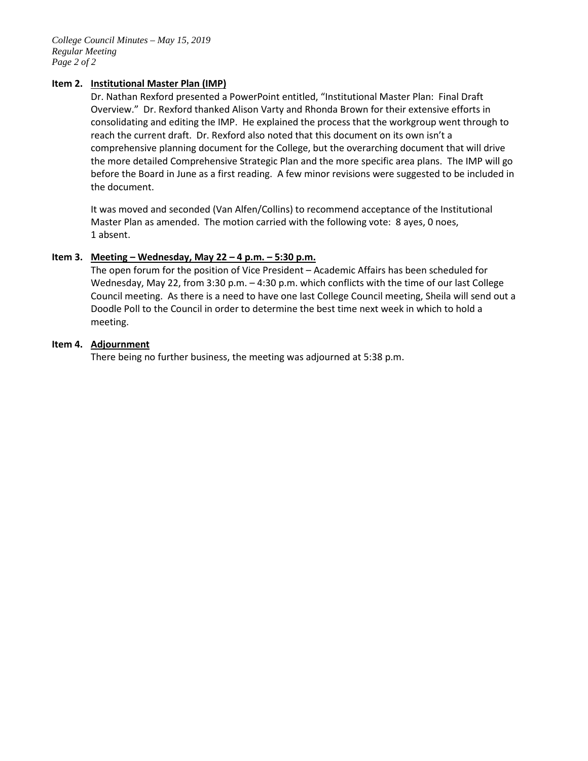**Item 2. Institutional Master Plan (IMP)**

Dr. Nathan Rexford presented a PowerPoint entitled, "Institutional Master Plan: Final Draft Overview." Dr. Rexford thanked Alison Varty and Rhonda Brown for their extensive efforts in consolidating and editing the IMP. He explained the process that the workgroup went through to reach the current draft. Dr. Rexford also noted that this document on its own isn't a comprehensive planning document for the College, but the overarching document that will drive the more detailed Comprehensive Strategic Plan and the more specific area plans. The IMP will go before the Board in June as a first reading. A few minor revisions were suggested to be included in the document.

It was moved and seconded (Van Alfen/Collins) to recommend acceptance of the Institutional Master Plan as amended. The motion carried with the following vote: 8 ayes, 0 noes, 1 absent.

**Item 3. Meeting – Wednesday, May 22 – 4 p.m. – 5:30 p.m.**

The open forum for the position of Vice President – Academic Affairs has been scheduled for Wednesday, May 22, from 3:30 p.m. – 4:30 p.m. which conflicts with the time of our last College Council meeting. As there is a need to have one last College Council meeting, Sheila will send out a Doodle Poll to the Council in order to determine the best time next week in which to hold a meeting.

**Item 4. Adjournment**

There being no further business, the meeting was adjourned at 5:38 p.m.